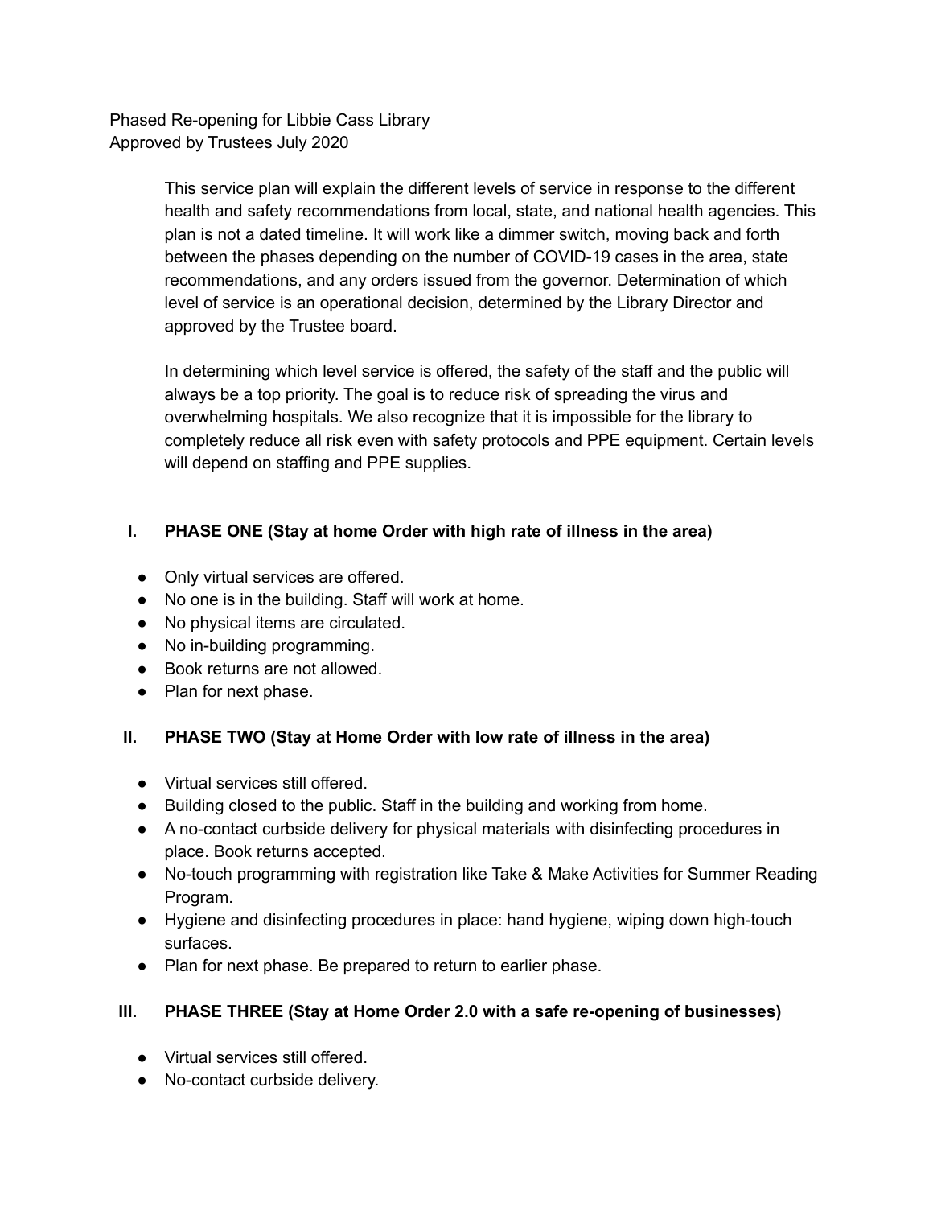Phased Re-opening for Libbie Cass Library
Approved by Trustees July 2020

This service plan will explain the different levels of service in response to the different health and safety recommendations from local, state, and national health agencies. This plan is not a dated timeline. It will work like a dimmer switch, moving back and forth between the phases depending on the number of COVID-19 cases in the area, state recommendations, and any orders issued from the governor. Determination of which level of service is an operational decision, determined by the Library Director and approved by the Trustee board.

In determining which level service is offered, the safety of the staff and the public will always be a top priority. The goal is to reduce risk of spreading the virus and overwhelming hospitals. We also recognize that it is impossible for the library to completely reduce all risk even with safety protocols and PPE equipment. Certain levels will depend on staffing and PPE supplies.

## I. PHASE ONE (Stay at home Order with high rate of illness in the area)

- Only virtual services are offered.
- No one is in the building. Staff will work at home.
- No physical items are circulated.
- No in-building programming.
- Book returns are not allowed.
- Plan for next phase.

## II. PHASE TWO (Stay at Home Order with low rate of illness in the area)

- Virtual services still offered.
- Building closed to the public. Staff in the building and working from home.
- A no-contact curbside delivery for physical materials with disinfecting procedures in place. Book returns accepted.
- No-touch programming with registration like Take & Make Activities for Summer Reading Program.
- Hygiene and disinfecting procedures in place: hand hygiene, wiping down high-touch surfaces.
- Plan for next phase. Be prepared to return to earlier phase.

## III. PHASE THREE (Stay at Home Order 2.0 with a safe re-opening of businesses)

- Virtual services still offered.
- No-contact curbside delivery.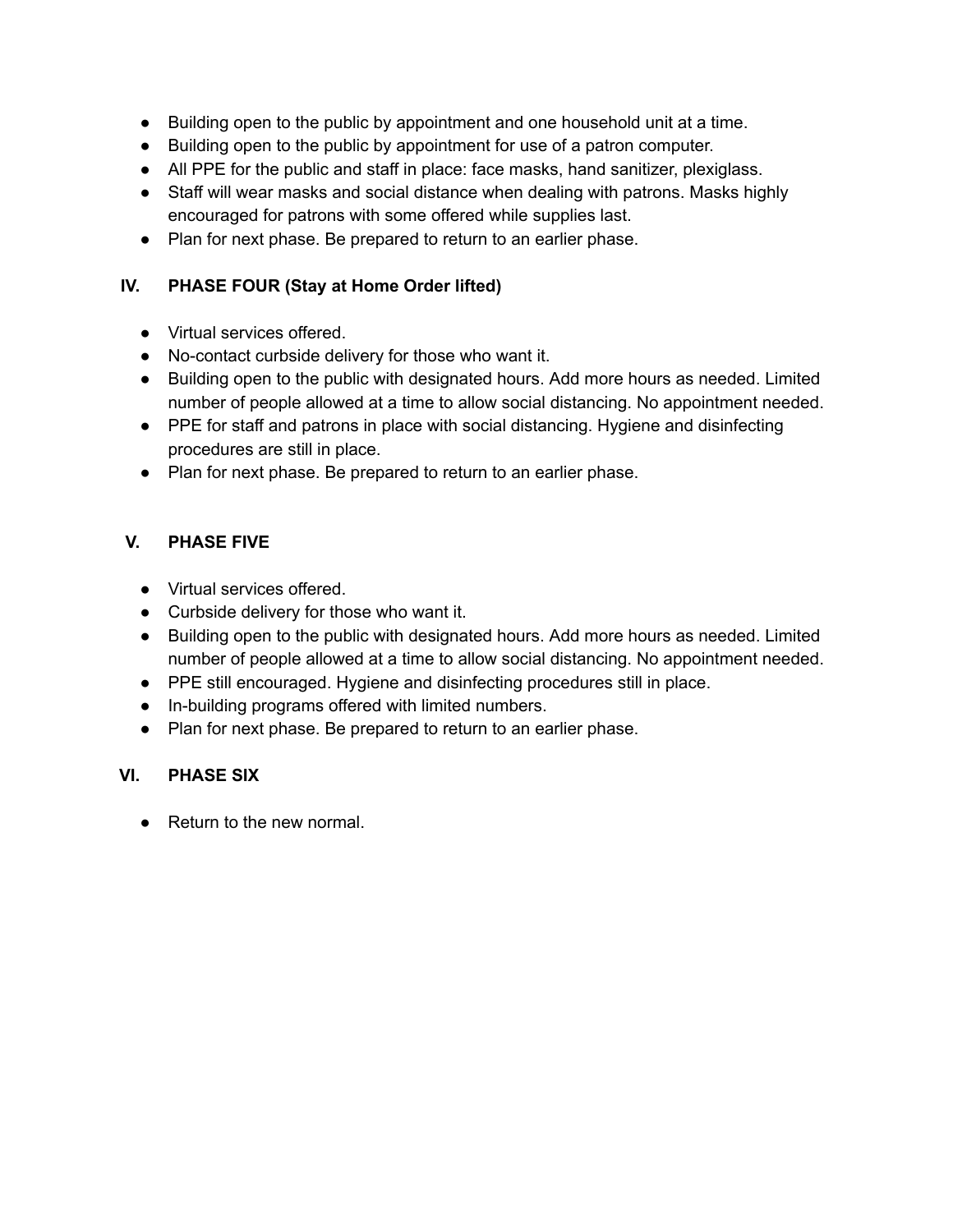- Building open to the public by appointment and one household unit at a time.
- Building open to the public by appointment for use of a patron computer.
- All PPE for the public and staff in place: face masks, hand sanitizer, plexiglass.
- Staff will wear masks and social distance when dealing with patrons. Masks highly encouraged for patrons with some offered while supplies last.
- Plan for next phase. Be prepared to return to an earlier phase.

## IV. PHASE FOUR (Stay at Home Order lifted)

- Virtual services offered.
- No-contact curbside delivery for those who want it.
- Building open to the public with designated hours. Add more hours as needed. Limited number of people allowed at a time to allow social distancing. No appointment needed.
- PPE for staff and patrons in place with social distancing. Hygiene and disinfecting procedures are still in place.
- Plan for next phase. Be prepared to return to an earlier phase.

## V. PHASE FIVE

- Virtual services offered.
- Curbside delivery for those who want it.
- Building open to the public with designated hours. Add more hours as needed. Limited number of people allowed at a time to allow social distancing. No appointment needed.
- PPE still encouraged. Hygiene and disinfecting procedures still in place.
- In-building programs offered with limited numbers.
- Plan for next phase. Be prepared to return to an earlier phase.

## VI. PHASE SIX

- Return to the new normal.